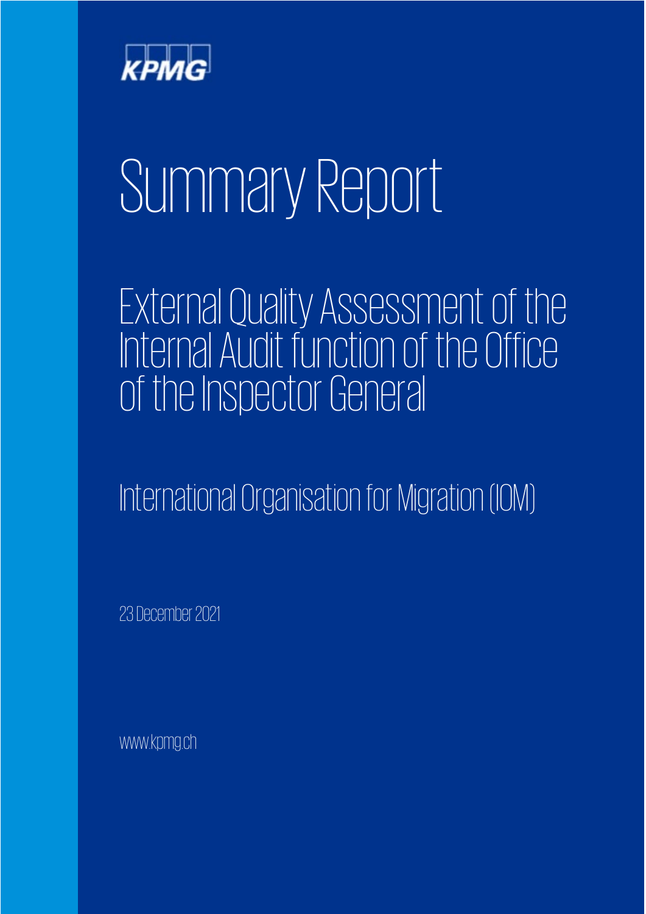KPMG

# Summary Report

## External Quality Assessment of the Internal Audit function of the Office of the Inspector General

### International Organisation for Migration (IOM)

23 December 2021

www.kpmg.ch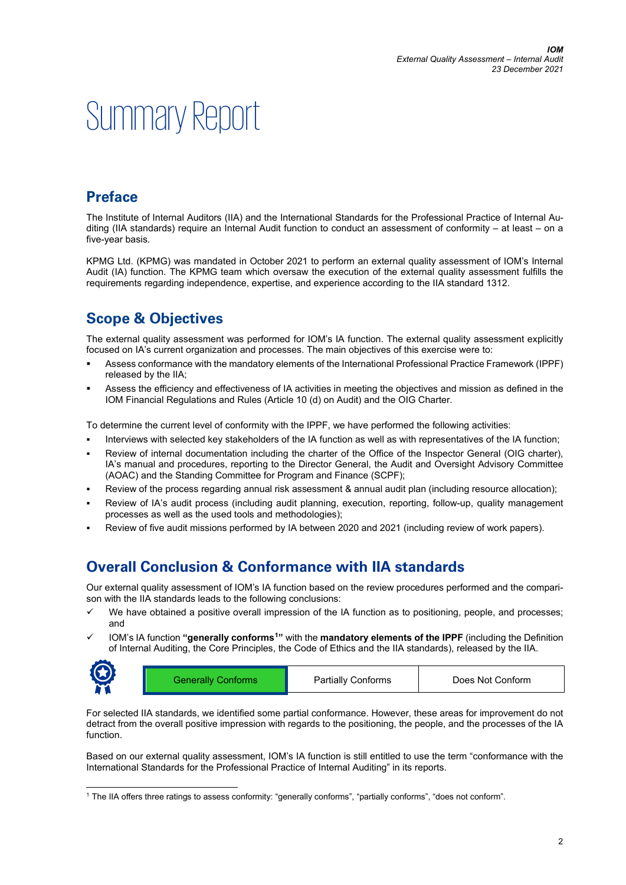# Summary Report

## Preface

The Institute of Internal Auditors (IIA) and the International Standards for the Professional Practice of Internal Auditing (IIA standards) require an Internal Audit function to conduct an assessment of conformity – at least – on a five-year basis.

KPMG Ltd. (KPMG) was mandated in October 2021 to perform an external quality assessment of IOM's Internal Audit (IA) function. The KPMG team which oversaw the execution of the external quality assessment fulfills the requirements regarding independence, expertise, and experience according to the IIA standard 1312.

## Scope & Objectives

The external quality assessment was performed for IOM's IA function. The external quality assessment explicitly focused on IA's current organization and processes. The main objectives of this exercise were to:

- Assess conformance with the mandatory elements of the International Professional Practice Framework (IPPF) released by the IIA;
- Assess the efficiency and effectiveness of IA activities in meeting the objectives and mission as defined in the IOM Financial Regulations and Rules (Article 10 (d) on Audit) and the OIG Charter.

To determine the current level of conformity with the IPPF, we have performed the following activities:

- Interviews with selected key stakeholders of the IA function as well as with representatives of the IA function;
- Review of internal documentation including the charter of the Office of the Inspector General (OIG charter), IA's manual and procedures, reporting to the Director General, the Audit and Oversight Advisory Committee (AOAC) and the Standing Committee for Program and Finance (SCPF);
- Review of the process regarding annual risk assessment & annual audit plan (including resource allocation);
- Review of IA's audit process (including audit planning, execution, reporting, follow-up, quality management processes as well as the used tools and methodologies);
- Review of five audit missions performed by IA between 2020 and 2021 (including review of work papers).

## Overall Conclusion & Conformance with IIA standards

Our external quality assessment of IOM's IA function based on the review procedures performed and the comparison with the IIA standards leads to the following conclusions:

- ✓ We have obtained a positive overall impression of the IA function as to positioning, people, and processes; and
- ✓ IOM's IA function **"generally conforms[1]"** with the **mandatory elements of the IPPF** (including the Definition of Internal Auditing, the Core Principles, the Code of Ethics and the IIA standards), released by the IIA.

| **Generally Conforms** | Partially Conforms | Does Not Conform |
| --- | --- | --- |

For selected IIA standards, we identified some partial conformance. However, these areas for improvement do not detract from the overall positive impression with regards to the positioning, the people, and the processes of the IA function.

Based on our external quality assessment, IOM's IA function is still entitled to use the term "conformance with the International Standards for the Professional Practice of Internal Auditing" in its reports.

---

[1] The IIA offers three ratings to assess conformity: "generally conforms", "partially conforms", "does not conform".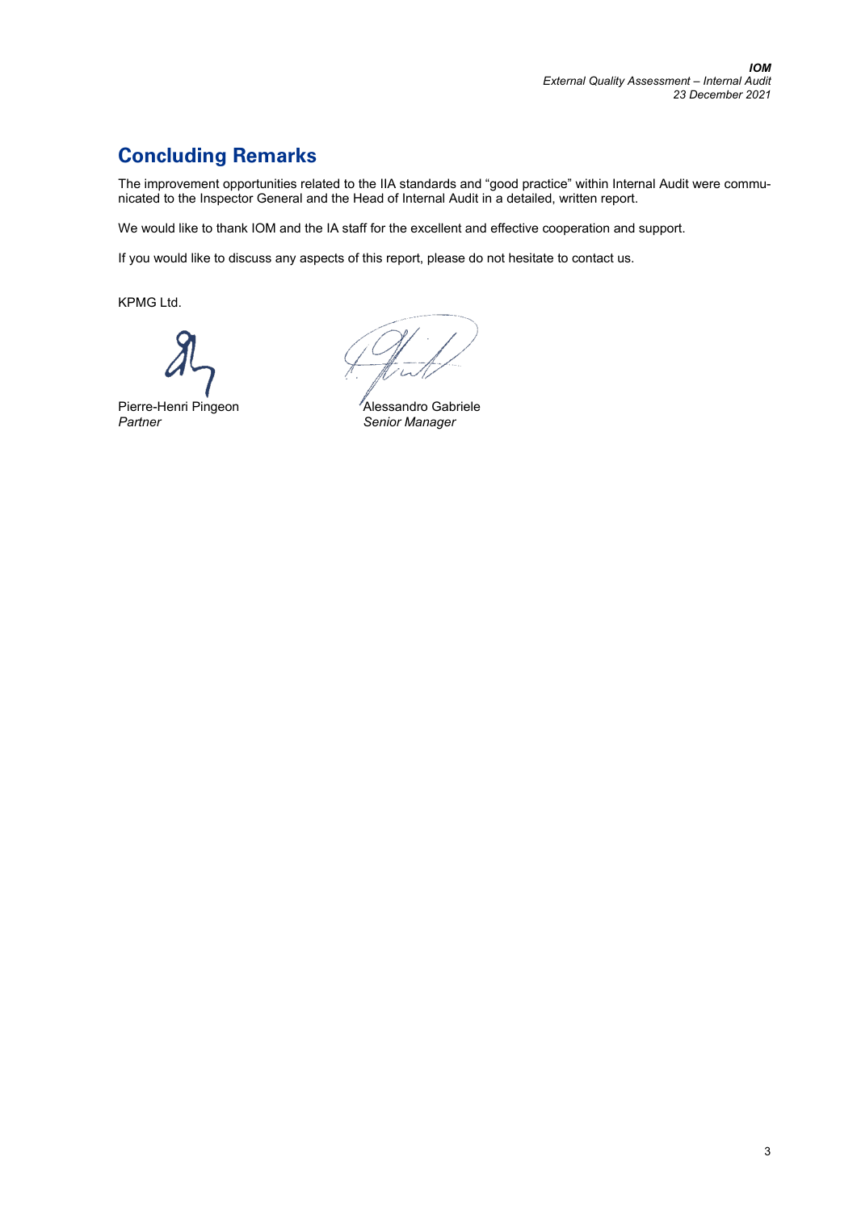## Concluding Remarks

The improvement opportunities related to the IIA standards and “good practice” within Internal Audit were communicated to the Inspector General and the Head of Internal Audit in a detailed, written report.

We would like to thank IOM and the IA staff for the excellent and effective cooperation and support.

If you would like to discuss any aspects of this report, please do not hesitate to contact us.

KPMG Ltd.

| | |
|---|---|
| Pierre-Henri Pingeon | Alessandro Gabriele |
| *Partner* | *Senior Manager* |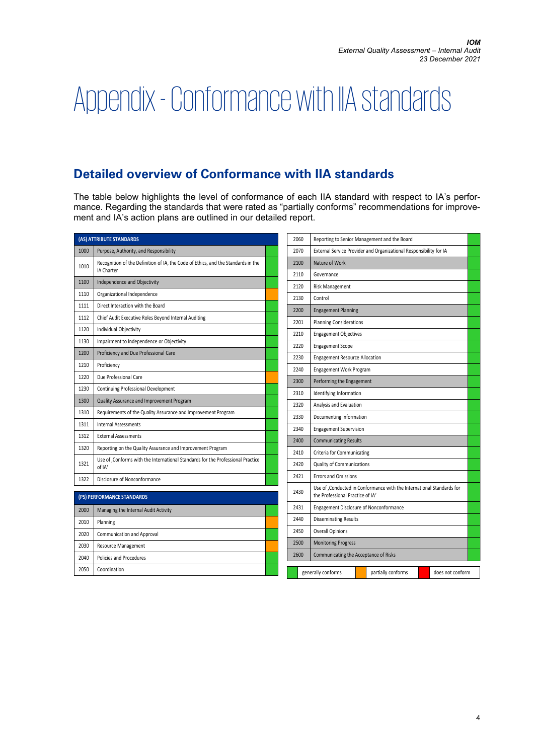# Appendix - Conformance with IIA standards

## Detailed overview of Conformance with IIA standards

The table below highlights the level of conformance of each IIA standard with respect to IA's performance. Regarding the standards that were rated as "partially conforms" recommendations for improvement and IA's action plans are outlined in our detailed report.

| (AS) ATTRIBUTE STANDARDS | | |
|---|---|---|
| 1000 | Purpose, Authority, and Responsibility | generally conforms |
| 1010 | Recognition of the Definition of IA, the Code of Ethics, and the Standards in the IA Charter | generally conforms |
| 1100 | Independence and Objectivity | generally conforms |
| 1110 | Organizational Independence | partially conforms |
| 1111 | Direct Interaction with the Board | generally conforms |
| 1112 | Chief Audit Executive Roles Beyond Internal Auditing | generally conforms |
| 1120 | Individual Objectivity | generally conforms |
| 1130 | Impairment to Independence or Objectivity | generally conforms |
| 1200 | Proficiency and Due Professional Care | generally conforms |
| 1210 | Proficiency | generally conforms |
| 1220 | Due Professional Care | partially conforms |
| 1230 | Continuing Professional Development | generally conforms |
| 1300 | Quality Assurance and Improvement Program | generally conforms |
| 1310 | Requirements of the Quality Assurance and Improvement Program | generally conforms |
| 1311 | Internal Assessments | generally conforms |
| 1312 | External Assessments | generally conforms |
| 1320 | Reporting on the Quality Assurance and Improvement Program | generally conforms |
| 1321 | Use of ‚Conforms with the International Standards for the Professional Practice of IA' | generally conforms |
| 1322 | Disclosure of Nonconformance | generally conforms |

| (PS) PERFORMANCE STANDARDS | | |
|---|---|---|
| 2000 | Managing the Internal Audit Activity | generally conforms |
| 2010 | Planning | partially conforms |
| 2020 | Communication and Approval | generally conforms |
| 2030 | Resource Management | partially conforms |
| 2040 | Policies and Procedures | generally conforms |
| 2050 | Coordination | generally conforms |
| 2060 | Reporting to Senior Management and the Board | generally conforms |
| 2070 | External Service Provider and Organizational Responsibility for IA | generally conforms |
| 2100 | Nature of Work | generally conforms |
| 2110 | Governance | generally conforms |
| 2120 | Risk Management | generally conforms |
| 2130 | Control | generally conforms |
| 2200 | Engagement Planning | generally conforms |
| 2201 | Planning Considerations | generally conforms |
| 2210 | Engagement Objectives | generally conforms |
| 2220 | Engagement Scope | generally conforms |
| 2230 | Engagement Resource Allocation | generally conforms |
| 2240 | Engagement Work Program | generally conforms |
| 2300 | Performing the Engagement | generally conforms |
| 2310 | Identifying Information | generally conforms |
| 2320 | Analysis and Evaluation | generally conforms |
| 2330 | Documenting Information | generally conforms |
| 2340 | Engagement Supervision | generally conforms |
| 2400 | Communicating Results | generally conforms |
| 2410 | Criteria for Communicating | generally conforms |
| 2420 | Quality of Communications | generally conforms |
| 2421 | Errors and Omissions | generally conforms |
| 2430 | Use of ‚Conducted in Conformance with the International Standards for the Professional Practice of IA' | generally conforms |
| 2431 | Engagement Disclosure of Nonconformance | generally conforms |
| 2440 | Disseminating Results | generally conforms |
| 2450 | Overall Opinions | generally conforms |
| 2500 | Monitoring Progress | generally conforms |
| 2600 | Communicating the Acceptance of Risks | generally conforms |

Legend: generally conforms (green) | partially conforms (orange) | does not conform (red)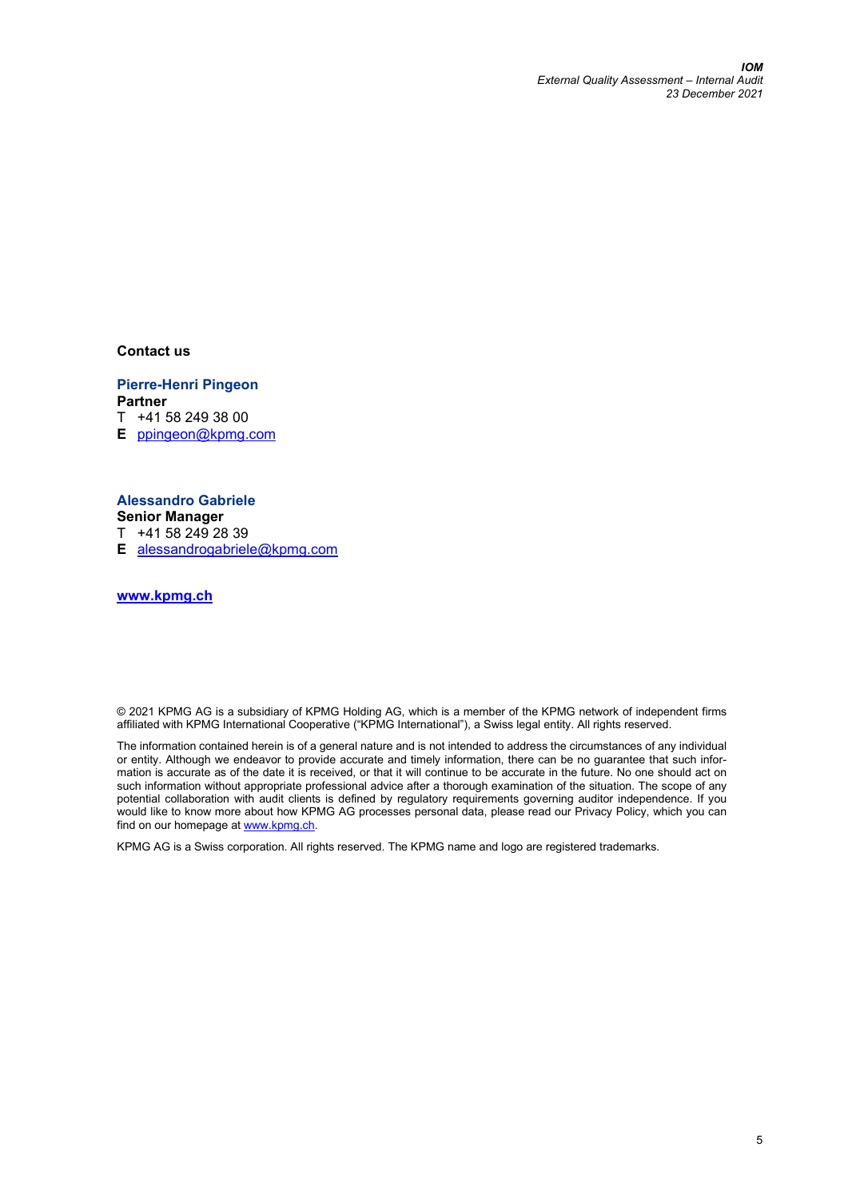**Contact us**

**Pierre-Henri Pingeon**
**Partner**
T +41 58 249 38 00
**E** ppingeon@kpmg.com

**Alessandro Gabriele**
**Senior Manager**
T +41 58 249 28 39
**E** alessandrogabriele@kpmg.com

**www.kpmg.ch**

© 2021 KPMG AG is a subsidiary of KPMG Holding AG, which is a member of the KPMG network of independent firms affiliated with KPMG International Cooperative ("KPMG International"), a Swiss legal entity. All rights reserved.

The information contained herein is of a general nature and is not intended to address the circumstances of any individual or entity. Although we endeavor to provide accurate and timely information, there can be no guarantee that such information is accurate as of the date it is received, or that it will continue to be accurate in the future. No one should act on such information without appropriate professional advice after a thorough examination of the situation. The scope of any potential collaboration with audit clients is defined by regulatory requirements governing auditor independence. If you would like to know more about how KPMG AG processes personal data, please read our Privacy Policy, which you can find on our homepage at www.kpmg.ch.

KPMG AG is a Swiss corporation. All rights reserved. The KPMG name and logo are registered trademarks.